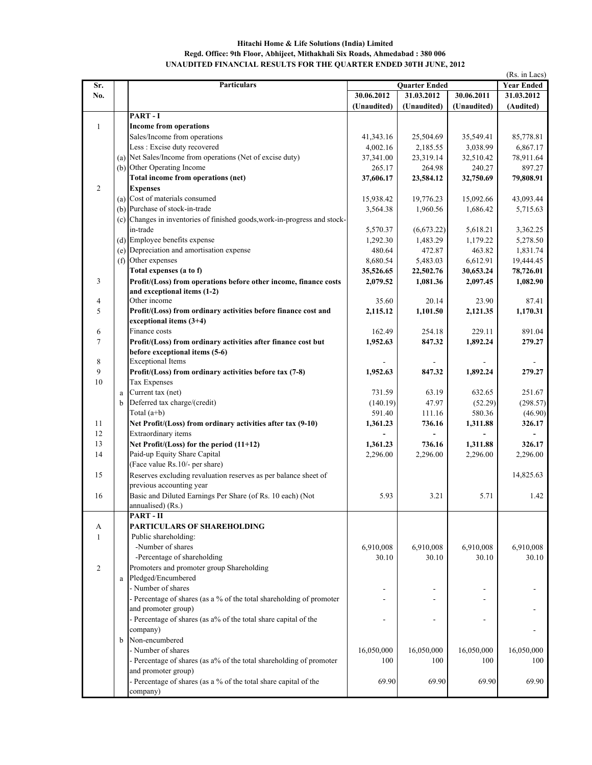**Hitachi Home & Life Solutions (India) Limited**

**Regd. Office: 9th Floor, Abhijeet, Mithakhali Six Roads, Ahmedabad : 380 006**

**UNAUDITED FINANCIAL RESULTS FOR THE QUARTER ENDED 30TH JUNE, 2012**

(Rs. in Lacs)

| Sr. No. | | Particulars | Quarter Ended | | | Year Ended |
|---|---|---|---|---|---|---|
| | | | 30.06.2012 (Unaudited) | 31.03.2012 (Unaudited) | 30.06.2011 (Unaudited) | 31.03.2012 (Audited) |
| | | **PART - I** | | | | |
| 1 | | **Income from operations** | | | | |
| | | Sales/Income from operations | 41,343.16 | 25,504.69 | 35,549.41 | 85,778.81 |
| | | Less : Excise duty recovered | 4,002.16 | 2,185.55 | 3,038.99 | 6,867.17 |
| | (a) | Net Sales/Income from operations (Net of excise duty) | 37,341.00 | 23,319.14 | 32,510.42 | 78,911.64 |
| | (b) | Other Operating Income | 265.17 | 264.98 | 240.27 | 897.27 |
| | | **Total income from operations (net)** | **37,606.17** | **23,584.12** | **32,750.69** | **79,808.91** |
| 2 | | **Expenses** | | | | |
| | (a) | Cost of materials consumed | 15,938.42 | 19,776.23 | 15,092.66 | 43,093.44 |
| | (b) | Purchase of stock-in-trade | 3,564.38 | 1,960.56 | 1,686.42 | 5,715.63 |
| | (c) | Changes in inventories of finished goods,work-in-progress and stock-in-trade | 5,570.37 | (6,673.22) | 5,618.21 | 3,362.25 |
| | (d) | Employee benefits expense | 1,292.30 | 1,483.29 | 1,179.22 | 5,278.50 |
| | (e) | Depreciation and amortisation expense | 480.64 | 472.87 | 463.82 | 1,831.74 |
| | (f) | Other expenses | 8,680.54 | 5,483.03 | 6,612.91 | 19,444.45 |
| | | **Total expenses (a to f)** | **35,526.65** | **22,502.76** | **30,653.24** | **78,726.01** |
| 3 | | **Profit/(Loss) from operations before other income, finance costs and exceptional items (1-2)** | **2,079.52** | **1,081.36** | **2,097.45** | **1,082.90** |
| 4 | | Other income | 35.60 | 20.14 | 23.90 | 87.41 |
| 5 | | **Profit/(Loss) from ordinary activities before finance cost and exceptional items (3+4)** | **2,115.12** | **1,101.50** | **2,121.35** | **1,170.31** |
| 6 | | Finance costs | 162.49 | 254.18 | 229.11 | 891.04 |
| 7 | | **Profit/(Loss) from ordinary activities after finance cost but before exceptional items (5-6)** | **1,952.63** | **847.32** | **1,892.24** | **279.27** |
| 8 | | Exceptional Items | - | - | - | - |
| 9 | | **Profit/(Loss) from ordinary activities before tax (7-8)** | **1,952.63** | **847.32** | **1,892.24** | **279.27** |
| 10 | | Tax Expenses | | | | |
| | a | Current tax (net) | 731.59 | 63.19 | 632.65 | 251.67 |
| | b | Deferred tax charge/(credit) | (140.19) | 47.97 | (52.29) | (298.57) |
| | | Total (a+b) | 591.40 | 111.16 | 580.36 | (46.90) |
| 11 | | **Net Profit/(Loss) from ordinary activities after tax (9-10)** | **1,361.23** | **736.16** | **1,311.88** | **326.17** |
| 12 | | Extraordinary items | - | - | - | - |
| 13 | | **Net Profit/(Loss) for the period (11+12)** | **1,361.23** | **736.16** | **1,311.88** | **326.17** |
| 14 | | Paid-up Equity Share Capital (Face value Rs.10/- per share) | 2,296.00 | 2,296.00 | 2,296.00 | 2,296.00 |
| 15 | | Reserves excluding revaluation reserves as per balance sheet of previous accounting year | | | | 14,825.63 |
| 16 | | Basic and Diluted Earnings Per Share (of Rs. 10 each) (Not annualised) (Rs.) | 5.93 | 3.21 | 5.71 | 1.42 |
| | | **PART - II** | | | | |
| A | | **PARTICULARS OF SHAREHOLDING** | | | | |
| 1 | | Public shareholding: | | | | |
| | | -Number of shares | 6,910,008 | 6,910,008 | 6,910,008 | 6,910,008 |
| | | -Percentage of shareholding | 30.10 | 30.10 | 30.10 | 30.10 |
| 2 | | Promoters and promoter group Shareholding | | | | |
| | a | Pledged/Encumbered | | | | |
| | | - Number of shares | - | - | - | - |
| | | - Percentage of shares (as a % of the total shareholding of promoter and promoter group) | - | - | - | - |
| | | - Percentage of shares (as a% of the total share capital of the company) | - | - | - | - |
| | b | Non-encumbered | | | | |
| | | - Number of shares | 16,050,000 | 16,050,000 | 16,050,000 | 16,050,000 |
| | | - Percentage of shares (as a% of the total shareholding of promoter and promoter group) | 100 | 100 | 100 | 100 |
| | | - Percentage of shares (as a % of the total share capital of the company) | 69.90 | 69.90 | 69.90 | 69.90 |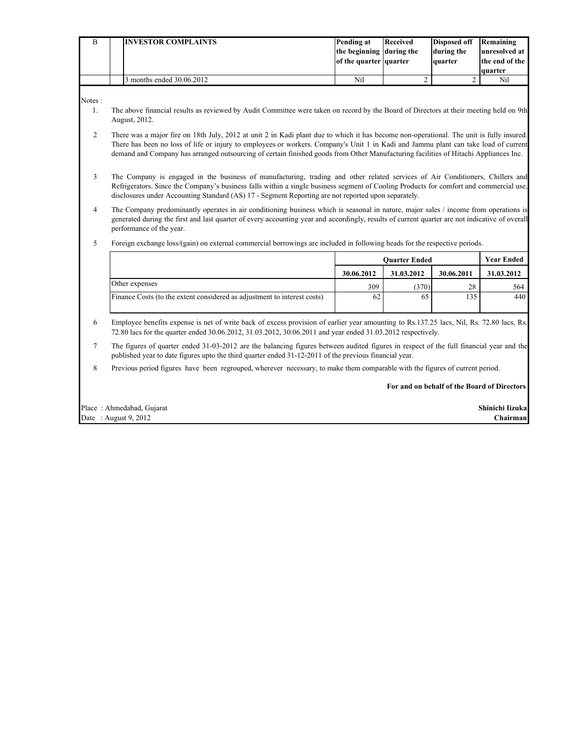| B | | INVESTOR COMPLAINTS | Pending at the beginning of the quarter | Received during the quarter | Disposed off during the quarter | Remaining unresolved at the end of the quarter |
|---|---|---|---|---|---|---|
| | | 3 months ended 30.06.2012 | Nil | 2 | 2 | Nil |

Notes :

1. The above financial results as reviewed by Audit Committee were taken on record by the Board of Directors at their meeting held on 9th August, 2012.

2. There was a major fire on 18th July, 2012 at unit 2 in Kadi plant due to which it has become non-operational. The unit is fully insured. There has been no loss of life or injury to employees or workers. Company's Unit 1 in Kadi and Jammu plant can take load of current demand and Company has arranged outsourcing of certain finished goods from Other Manufacturing facilities of Hitachi Appliances Inc.

3. The Company is engaged in the business of manufacturing, trading and other related services of Air Conditioners, Chillers and Refrigerators. Since the Company's business falls within a single business segment of Cooling Products for comfort and commercial use, disclosures under Accounting Standard (AS) 17 - Segment Reporting are not reported upon separately.

4. The Company predominantly operates in air conditioning business which is seasonal in nature, major sales / income from operations is generated during the first and last quarter of every accounting year and accordingly, results of current quarter are not indicative of overall performance of the year.

5. Foreign exchange loss/(gain) on external commercial borrowings are included in following heads for the respective periods.

| | Quarter Ended | | | Year Ended |
|---|---|---|---|---|
| | 30.06.2012 | 31.03.2012 | 30.06.2011 | 31.03.2012 |
| Other expenses | 309 | (370) | 28 | 564 |
| Finance Costs (to the extent considered as adjustment to interest costs) | 62 | 65 | 135 | 440 |

6. Employee benefits expense is net of write back of excess provision of earlier year amounting to Rs.137.25 lacs, Nil, Rs. 72.80 lacs, Rs. 72.80 lacs for the quarter ended 30.06.2012, 31.03.2012, 30.06.2011 and year ended 31.03.2012 respectively.

7. The figures of quarter ended 31-03-2012 are the balancing figures between audited figures in respect of the full financial year and the published year to date figures upto the third quarter ended 31-12-2011 of the previous financial year.

8. Previous period figures have been regrouped, wherever necessary, to make them comparable with the figures of current period.

**For and on behalf of the Board of Directors**

Place : Ahmedabad, Gujarat
Date : August 9, 2012

**Shinichi Iizuka**
**Chairman**